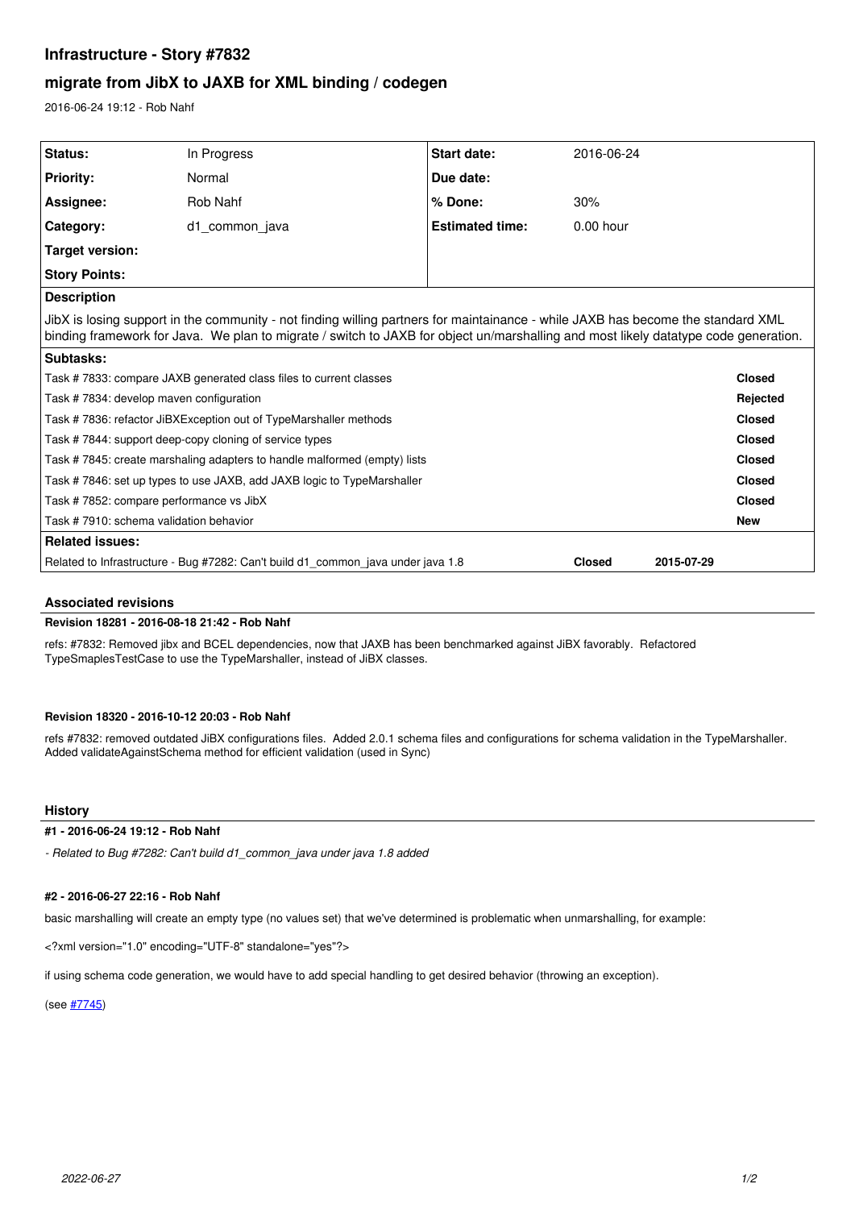# Infrastructure - Story #7832

## migrate from JibX to JAXB for XML binding / codegen

2016-06-24 19:12 - Rob Nahf

| | | | |
|---|---|---|---|
| **Status:** | In Progress | **Start date:** | 2016-06-24 |
| **Priority:** | Normal | **Due date:** | |
| **Assignee:** | Rob Nahf | **% Done:** | 30% |
| **Category:** | d1_common_java | **Estimated time:** | 0.00 hour |
| **Target version:** | | | |
| **Story Points:** | | | |

**Description**

JibX is losing support in the community - not finding willing partners for maintainance - while JAXB has become the standard XML binding framework for Java. We plan to migrate / switch to JAXB for object un/marshalling and most likely datatype code generation.

**Subtasks:**

| Task | Status |
|---|---|
| Task # 7833: compare JAXB generated class files to current classes | **Closed** |
| Task # 7834: develop maven configuration | **Rejected** |
| Task # 7836: refactor JiBXException out of TypeMarshaller methods | **Closed** |
| Task # 7844: support deep-copy cloning of service types | **Closed** |
| Task # 7845: create marshaling adapters to handle malformed (empty) lists | **Closed** |
| Task # 7846: set up types to use JAXB, add JAXB logic to TypeMarshaller | **Closed** |
| Task # 7852: compare performance vs JibX | **Closed** |
| Task # 7910: schema validation behavior | **New** |

**Related issues:**

| Issue | Status | Date |
|---|---|---|
| Related to Infrastructure - Bug #7282: Can't build d1_common_java under java 1.8 | **Closed** | **2015-07-29** |

### Associated revisions

**Revision 18281 - 2016-08-18 21:42 - Rob Nahf**

refs: #7832: Removed jibx and BCEL dependencies, now that JAXB has been benchmarked against JiBX favorably. Refactored TypeSmaplesTestCase to use the TypeMarshaller, instead of JiBX classes.

**Revision 18320 - 2016-10-12 20:03 - Rob Nahf**

refs #7832: removed outdated JiBX configurations files. Added 2.0.1 schema files and configurations for schema validation in the TypeMarshaller. Added validateAgainstSchema method for efficient validation (used in Sync)

### History

**#1 - 2016-06-24 19:12 - Rob Nahf**

*- Related to Bug #7282: Can't build d1_common_java under java 1.8 added*

**#2 - 2016-06-27 22:16 - Rob Nahf**

basic marshalling will create an empty type (no values set) that we've determined is problematic when unmarshalling, for example:

<?xml version="1.0" encoding="UTF-8" standalone="yes"?>

if using schema code generation, we would have to add special handling to get desired behavior (throwing an exception).

(see #7745)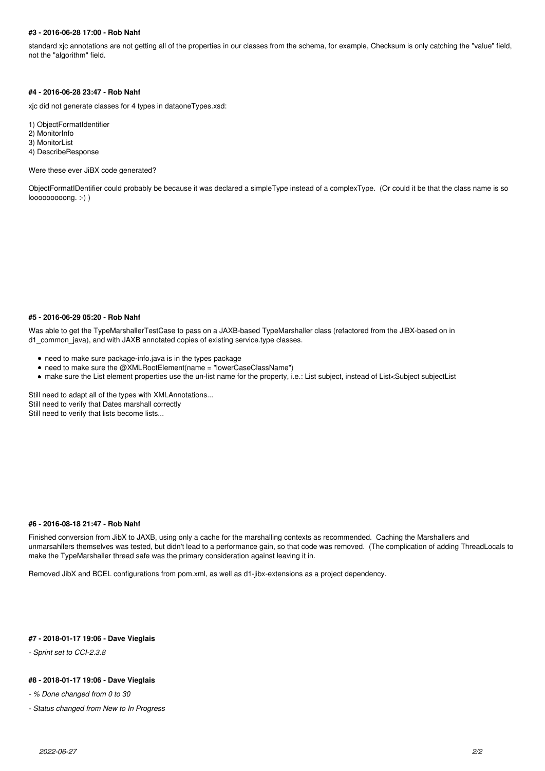#### #3 - 2016-06-28 17:00 - Rob Nahf

standard xjc annotations are not getting all of the properties in our classes from the schema, for example, Checksum is only catching the "value" field, not the "algorithm" field.

#### #4 - 2016-06-28 23:47 - Rob Nahf

xjc did not generate classes for 4 types in dataoneTypes.xsd:

1) ObjectFormatIdentifier
2) MonitorInfo
3) MonitorList
4) DescribeResponse

Were these ever JiBX code generated?

ObjectFormatIDentifier could probably be because it was declared a simpleType instead of a complexType. (Or could it be that the class name is so looooooooong. :-) )

#### #5 - 2016-06-29 05:20 - Rob Nahf

Was able to get the TypeMarshallerTestCase to pass on a JAXB-based TypeMarshaller class (refactored from the JiBX-based on in d1_common_java), and with JAXB annotated copies of existing service.type classes.

- need to make sure package-info.java is in the types package
- need to make sure the @XMLRootElement(name = "lowerCaseClassName")
- make sure the List element properties use the un-list name for the property, i.e.: List subject, instead of List<Subject subjectList

Still need to adapt all of the types with XMLAnnotations...
Still need to verify that Dates marshall correctly
Still need to verify that lists become lists...

#### #6 - 2016-08-18 21:47 - Rob Nahf

Finished conversion from JibX to JAXB, using only a cache for the marshalling contexts as recommended. Caching the Marshallers and unmarsahllers themselves was tested, but didn't lead to a performance gain, so that code was removed. (The complication of adding ThreadLocals to make the TypeMarshaller thread safe was the primary consideration against leaving it in.

Removed JibX and BCEL configurations from pom.xml, as well as d1-jibx-extensions as a project dependency.

#### #7 - 2018-01-17 19:06 - Dave Vieglais

*- Sprint set to CCI-2.3.8*

#### #8 - 2018-01-17 19:06 - Dave Vieglais

*- % Done changed from 0 to 30*

*- Status changed from New to In Progress*